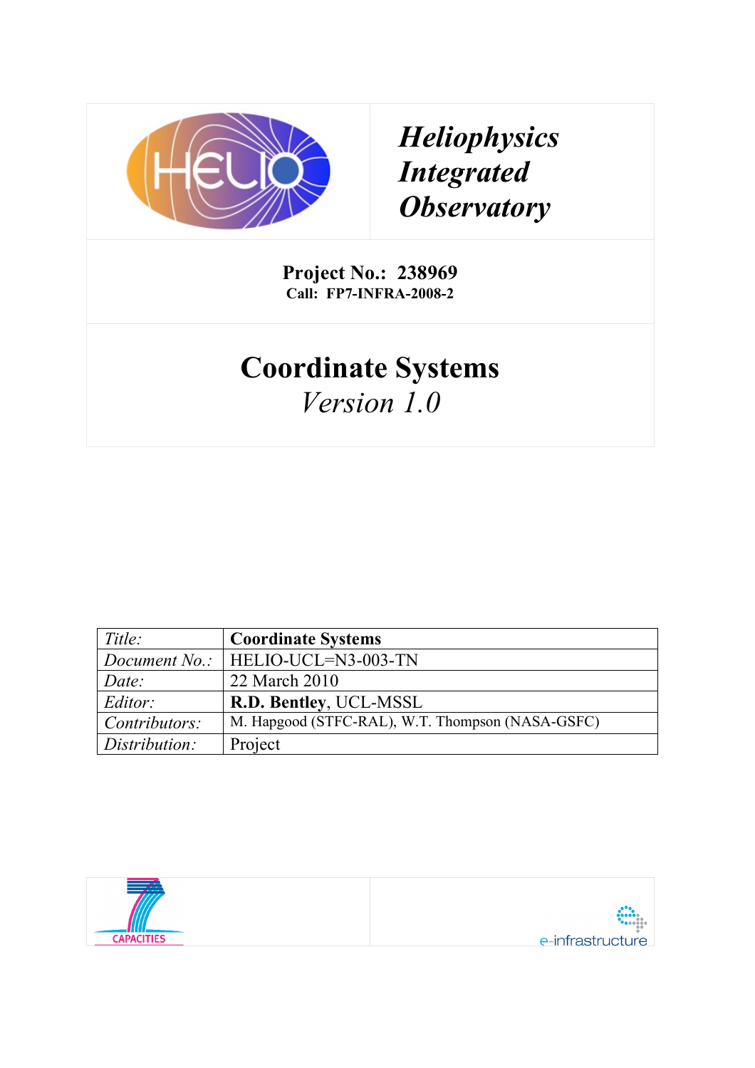*Heliophysics Integrated Observatory*

**Project No.: 238969**
**Call: FP7-INFRA-2008-2**

# Coordinate Systems

*Version 1.0*

| *Title:* | **Coordinate Systems** |
|---|---|
| *Document No.:* | HELIO-UCL=N3-003-TN |
| *Date:* | 22 March 2010 |
| *Editor:* | **R.D. Bentley**, UCL-MSSL |
| *Contributors:* | M. Hapgood (STFC-RAL), W.T. Thompson (NASA-GSFC) |
| *Distribution:* | Project |

CAPACITIES

e-infrastructure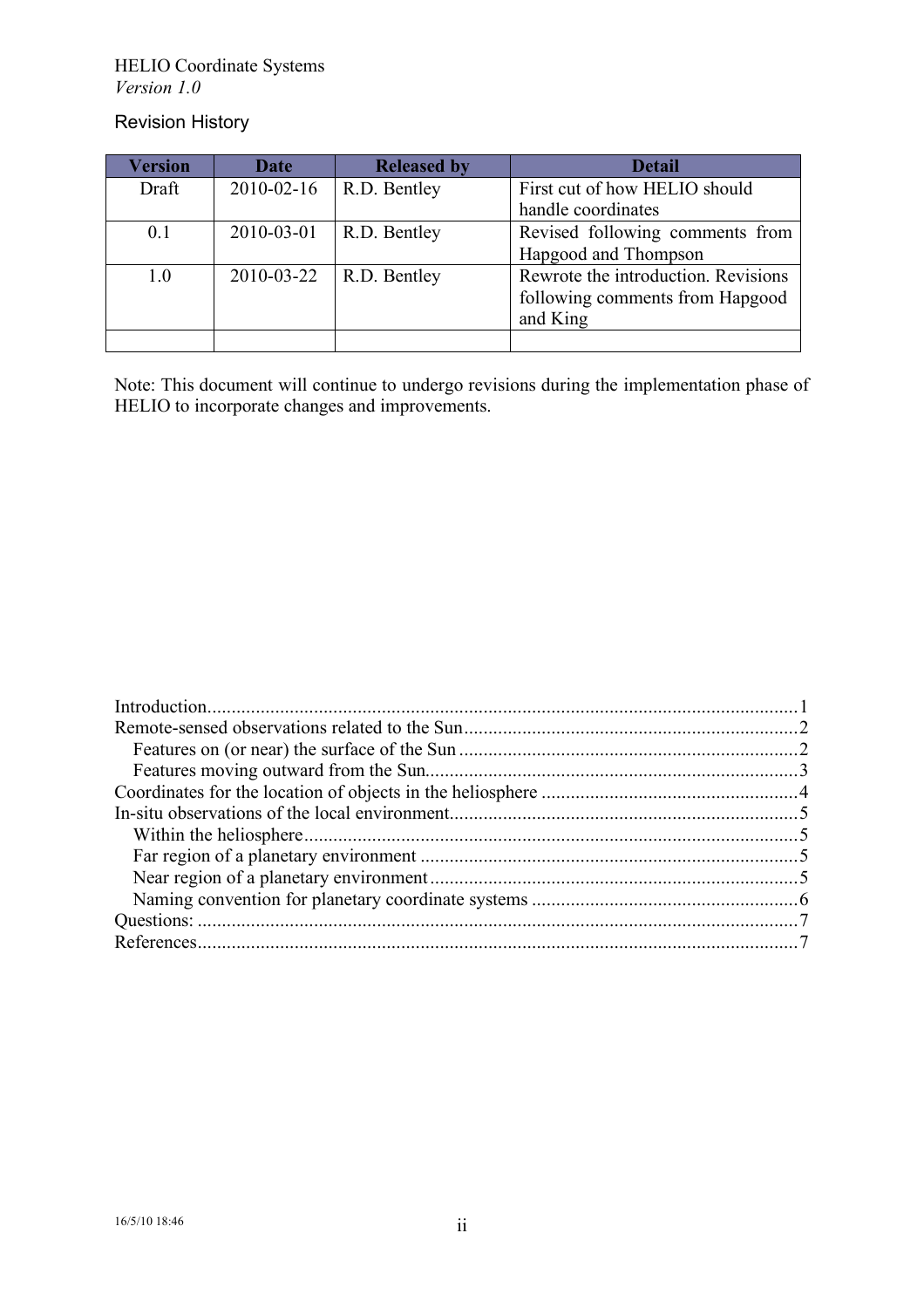## Revision History

| Version | Date | Released by | Detail |
|---|---|---|---|
| Draft | 2010-02-16 | R.D. Bentley | First cut of how HELIO should handle coordinates |
| 0.1 | 2010-03-01 | R.D. Bentley | Revised following comments from Hapgood and Thompson |
| 1.0 | 2010-03-22 | R.D. Bentley | Rewrote the introduction. Revisions following comments from Hapgood and King |
| | | | |

Note: This document will continue to undergo revisions during the implementation phase of HELIO to incorporate changes and improvements.

Introduction....................................................................................................................1
Remote-sensed observations related to the Sun.....................................................................2
  Features on (or near) the surface of the Sun ......................................................................2
  Features moving outward from the Sun.............................................................................3
Coordinates for the location of objects in the heliosphere .....................................................4
In-situ observations of the local environment........................................................................5
  Within the heliosphere......................................................................................................5
  Far region of a planetary environment .............................................................................5
  Near region of a planetary environment............................................................................5
  Naming convention for planetary coordinate systems .......................................................6
Questions: ............................................................................................................................7
References............................................................................................................................7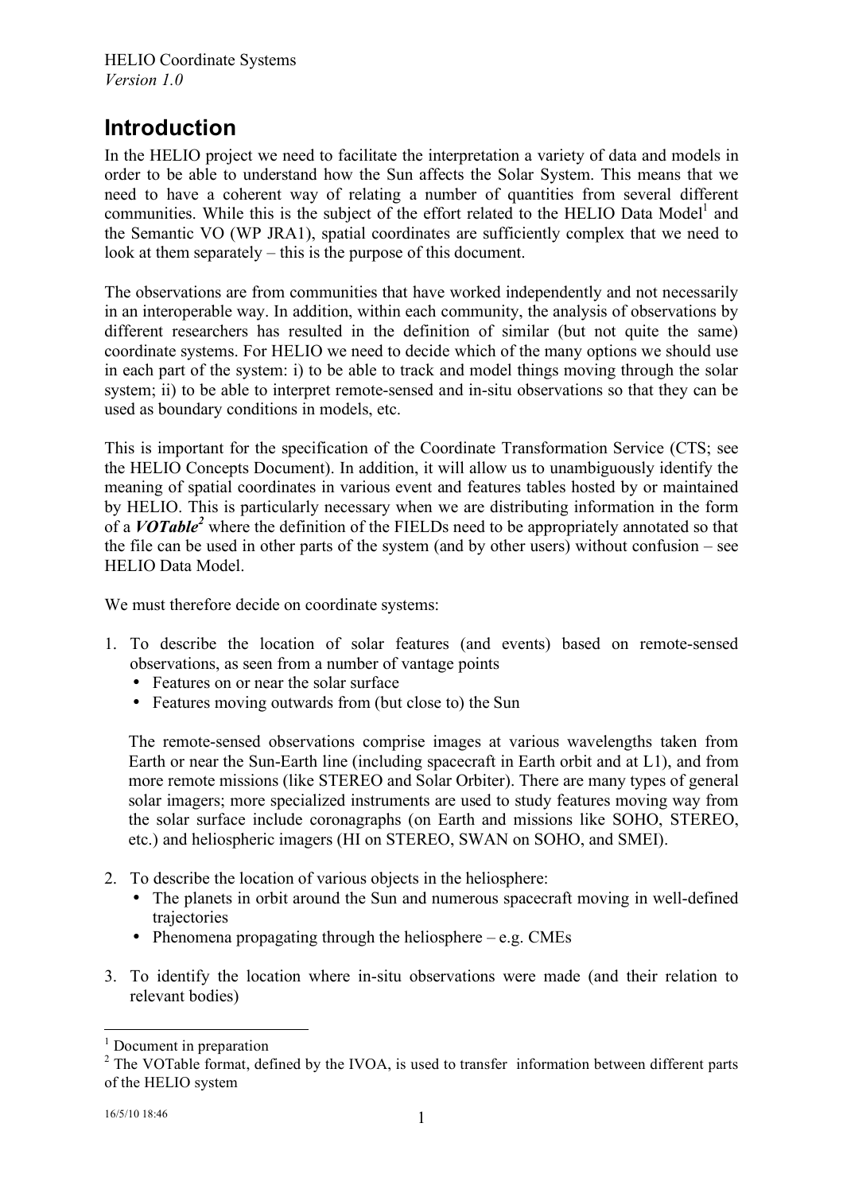# Introduction

In the HELIO project we need to facilitate the interpretation a variety of data and models in order to be able to understand how the Sun affects the Solar System. This means that we need to have a coherent way of relating a number of quantities from several different communities. While this is the subject of the effort related to the HELIO Data Model[1] and the Semantic VO (WP JRA1), spatial coordinates are sufficiently complex that we need to look at them separately – this is the purpose of this document.

The observations are from communities that have worked independently and not necessarily in an interoperable way. In addition, within each community, the analysis of observations by different researchers has resulted in the definition of similar (but not quite the same) coordinate systems. For HELIO we need to decide which of the many options we should use in each part of the system: i) to be able to track and model things moving through the solar system; ii) to be able to interpret remote-sensed and in-situ observations so that they can be used as boundary conditions in models, etc.

This is important for the specification of the Coordinate Transformation Service (CTS; see the HELIO Concepts Document). In addition, it will allow us to unambiguously identify the meaning of spatial coordinates in various event and features tables hosted by or maintained by HELIO. This is particularly necessary when we are distributing information in the form of a ***VOTable***[2] where the definition of the FIELDs need to be appropriately annotated so that the file can be used in other parts of the system (and by other users) without confusion – see HELIO Data Model.

We must therefore decide on coordinate systems:

1. To describe the location of solar features (and events) based on remote-sensed observations, as seen from a number of vantage points
   - Features on or near the solar surface
   - Features moving outwards from (but close to) the Sun

   The remote-sensed observations comprise images at various wavelengths taken from Earth or near the Sun-Earth line (including spacecraft in Earth orbit and at L1), and from more remote missions (like STEREO and Solar Orbiter). There are many types of general solar imagers; more specialized instruments are used to study features moving way from the solar surface include coronagraphs (on Earth and missions like SOHO, STEREO, etc.) and heliospheric imagers (HI on STEREO, SWAN on SOHO, and SMEI).

2. To describe the location of various objects in the heliosphere:
   - The planets in orbit around the Sun and numerous spacecraft moving in well-defined trajectories
   - Phenomena propagating through the heliosphere – e.g. CMEs

3. To identify the location where in-situ observations were made (and their relation to relevant bodies)

---

[1] Document in preparation

[2] The VOTable format, defined by the IVOA, is used to transfer information between different parts of the HELIO system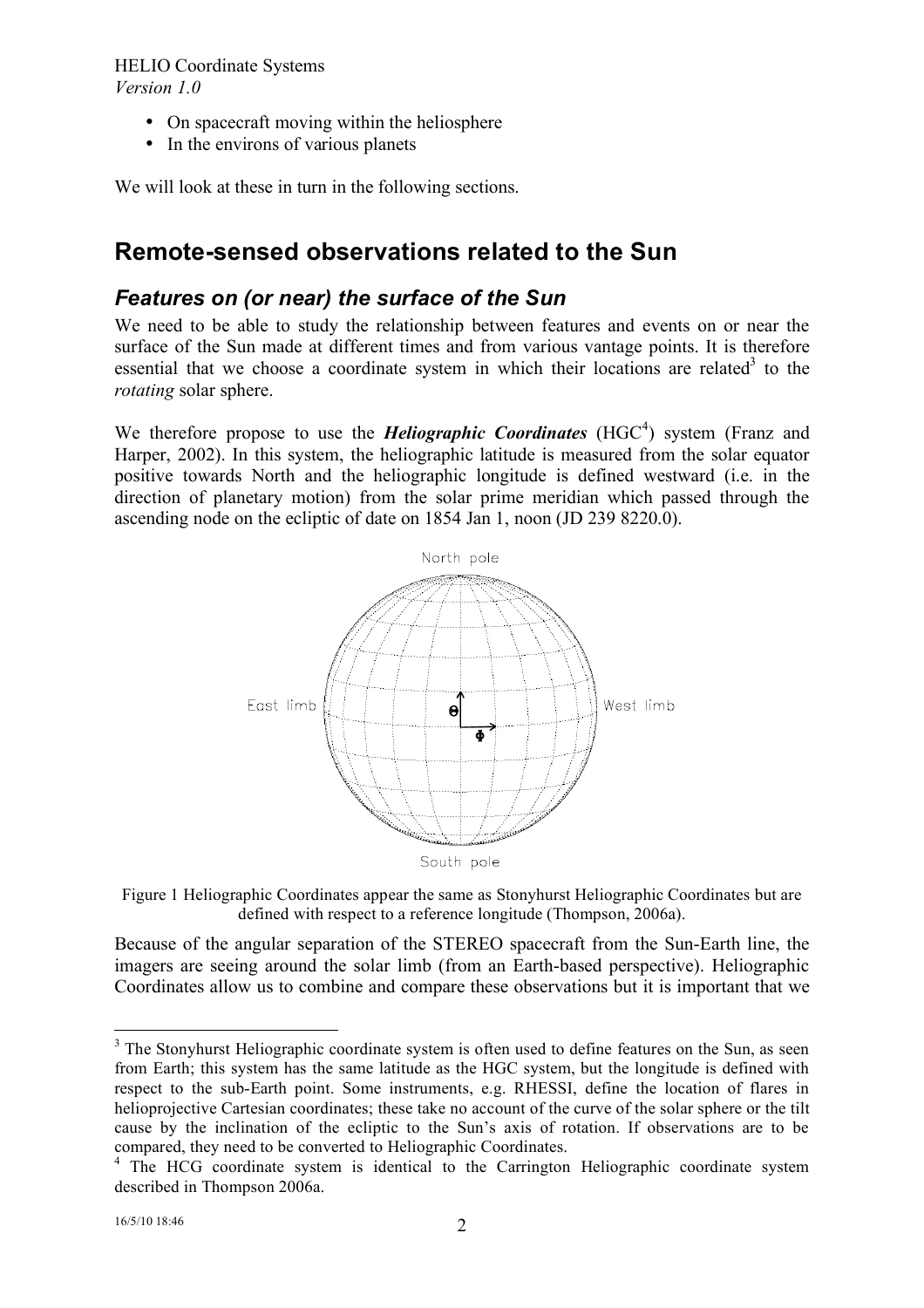- On spacecraft moving within the heliosphere
- In the environs of various planets

We will look at these in turn in the following sections.

# Remote-sensed observations related to the Sun

## Features on (or near) the surface of the Sun

We need to be able to study the relationship between features and events on or near the surface of the Sun made at different times and from various vantage points. It is therefore essential that we choose a coordinate system in which their locations are related[3] to the *rotating* solar sphere.

We therefore propose to use the ***Heliographic Coordinates*** (HGC[4]) system (Franz and Harper, 2002). In this system, the heliographic latitude is measured from the solar equator positive towards North and the heliographic longitude is defined westward (i.e. in the direction of planetary motion) from the solar prime meridian which passed through the ascending node on the ecliptic of date on 1854 Jan 1, noon (JD 239 8220.0).

Figure 1 Heliographic Coordinates appear the same as Stonyhurst Heliographic Coordinates but are defined with respect to a reference longitude (Thompson, 2006a).

Because of the angular separation of the STEREO spacecraft from the Sun-Earth line, the imagers are seeing around the solar limb (from an Earth-based perspective). Heliographic Coordinates allow us to combine and compare these observations but it is important that we

---

[3] The Stonyhurst Heliographic coordinate system is often used to define features on the Sun, as seen from Earth; this system has the same latitude as the HGC system, but the longitude is defined with respect to the sub-Earth point. Some instruments, e.g. RHESSI, define the location of flares in helioprojective Cartesian coordinates; these take no account of the curve of the solar sphere or the tilt cause by the inclination of the ecliptic to the Sun's axis of rotation. If observations are to be compared, they need to be converted to Heliographic Coordinates.

[4] The HCG coordinate system is identical to the Carrington Heliographic coordinate system described in Thompson 2006a.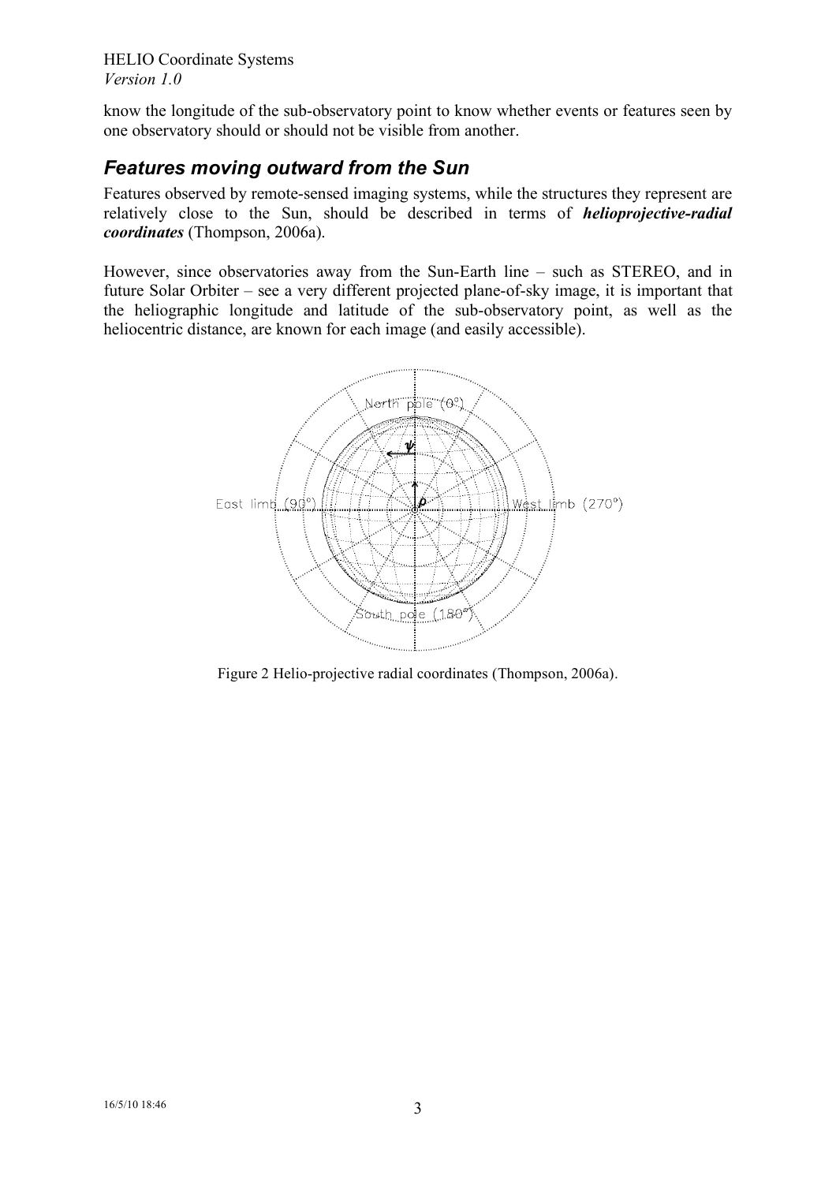know the longitude of the sub-observatory point to know whether events or features seen by one observatory should or should not be visible from another.

## *Features moving outward from the Sun*

Features observed by remote-sensed imaging systems, while the structures they represent are relatively close to the Sun, should be described in terms of ***helioprojective-radial coordinates*** (Thompson, 2006a).

However, since observatories away from the Sun-Earth line – such as STEREO, and in future Solar Orbiter – see a very different projected plane-of-sky image, it is important that the heliographic longitude and latitude of the sub-observatory point, as well as the heliocentric distance, are known for each image (and easily accessible).

Figure 2 Helio-projective radial coordinates (Thompson, 2006a).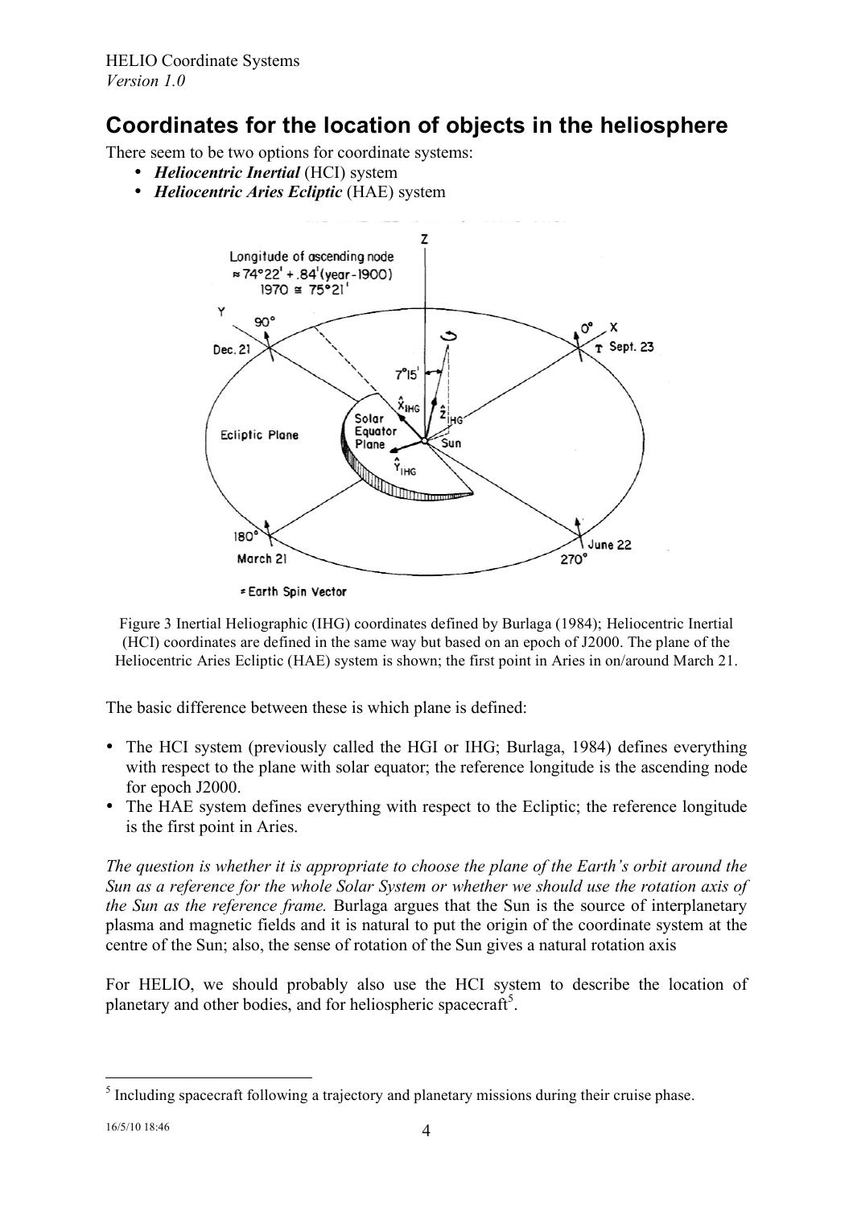## Coordinates for the location of objects in the heliosphere

There seem to be two options for coordinate systems:

- ***Heliocentric Inertial*** (HCI) system
- ***Heliocentric Aries Ecliptic*** (HAE) system

Figure 3 Inertial Heliographic (IHG) coordinates defined by Burlaga (1984); Heliocentric Inertial (HCI) coordinates are defined in the same way but based on an epoch of J2000. The plane of the Heliocentric Aries Ecliptic (HAE) system is shown; the first point in Aries in on/around March 21.

The basic difference between these is which plane is defined:

- The HCI system (previously called the HGI or IHG; Burlaga, 1984) defines everything with respect to the plane with solar equator; the reference longitude is the ascending node for epoch J2000.
- The HAE system defines everything with respect to the Ecliptic; the reference longitude is the first point in Aries.

*The question is whether it is appropriate to choose the plane of the Earth's orbit around the Sun as a reference for the whole Solar System or whether we should use the rotation axis of the Sun as the reference frame.* Burlaga argues that the Sun is the source of interplanetary plasma and magnetic fields and it is natural to put the origin of the coordinate system at the centre of the Sun; also, the sense of rotation of the Sun gives a natural rotation axis

For HELIO, we should probably also use the HCI system to describe the location of planetary and other bodies, and for heliospheric spacecraft[5].

[5] Including spacecraft following a trajectory and planetary missions during their cruise phase.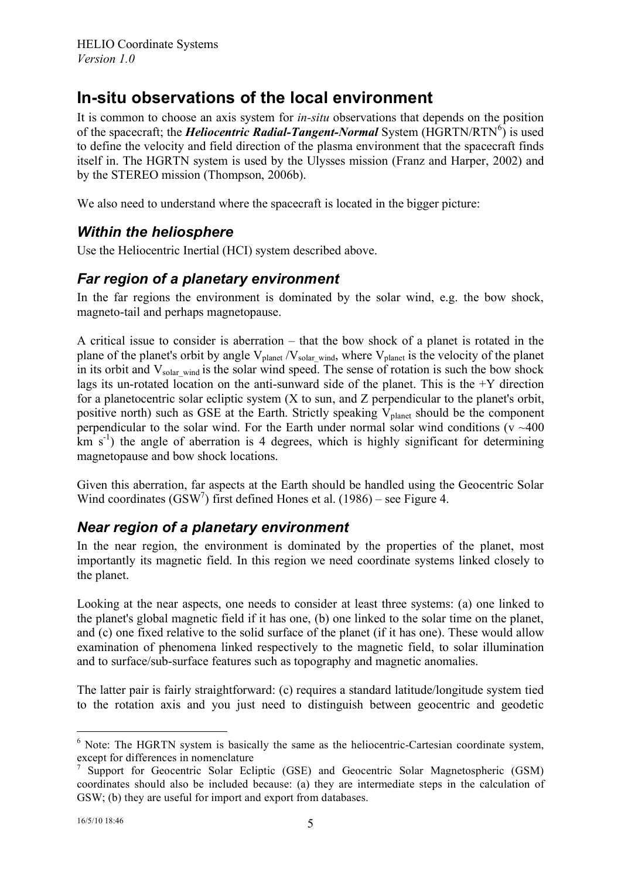# In-situ observations of the local environment

It is common to choose an axis system for *in-situ* observations that depends on the position of the spacecraft; the ***Heliocentric Radial-Tangent-Normal*** System (HGRTN/RTN[6]) is used to define the velocity and field direction of the plasma environment that the spacecraft finds itself in. The HGRTN system is used by the Ulysses mission (Franz and Harper, 2002) and by the STEREO mission (Thompson, 2006b).

We also need to understand where the spacecraft is located in the bigger picture:

## *Within the heliosphere*

Use the Heliocentric Inertial (HCI) system described above.

## *Far region of a planetary environment*

In the far regions the environment is dominated by the solar wind, e.g. the bow shock, magneto-tail and perhaps magnetopause.

A critical issue to consider is aberration – that the bow shock of a planet is rotated in the plane of the planet's orbit by angle $V_{planet}/V_{solar\_wind}$, where $V_{planet}$ is the velocity of the planet in its orbit and $V_{solar\_wind}$ is the solar wind speed. The sense of rotation is such the bow shock lags its un-rotated location on the anti-sunward side of the planet. This is the +Y direction for a planetocentric solar ecliptic system (X to sun, and Z perpendicular to the planet's orbit, positive north) such as GSE at the Earth. Strictly speaking $V_{planet}$ should be the component perpendicular to the solar wind. For the Earth under normal solar wind conditions (v ~400 km $s^{-1}$) the angle of aberration is 4 degrees, which is highly significant for determining magnetopause and bow shock locations.

Given this aberration, far aspects at the Earth should be handled using the Geocentric Solar Wind coordinates (GSW[7]) first defined Hones et al. (1986) – see Figure 4.

## *Near region of a planetary environment*

In the near region, the environment is dominated by the properties of the planet, most importantly its magnetic field. In this region we need coordinate systems linked closely to the planet.

Looking at the near aspects, one needs to consider at least three systems: (a) one linked to the planet's global magnetic field if it has one, (b) one linked to the solar time on the planet, and (c) one fixed relative to the solid surface of the planet (if it has one). These would allow examination of phenomena linked respectively to the magnetic field, to solar illumination and to surface/sub-surface features such as topography and magnetic anomalies.

The latter pair is fairly straightforward: (c) requires a standard latitude/longitude system tied to the rotation axis and you just need to distinguish between geocentric and geodetic

[6] Note: The HGRTN system is basically the same as the heliocentric-Cartesian coordinate system, except for differences in nomenclature

[7] Support for Geocentric Solar Ecliptic (GSE) and Geocentric Solar Magnetospheric (GSM) coordinates should also be included because: (a) they are intermediate steps in the calculation of GSW; (b) they are useful for import and export from databases.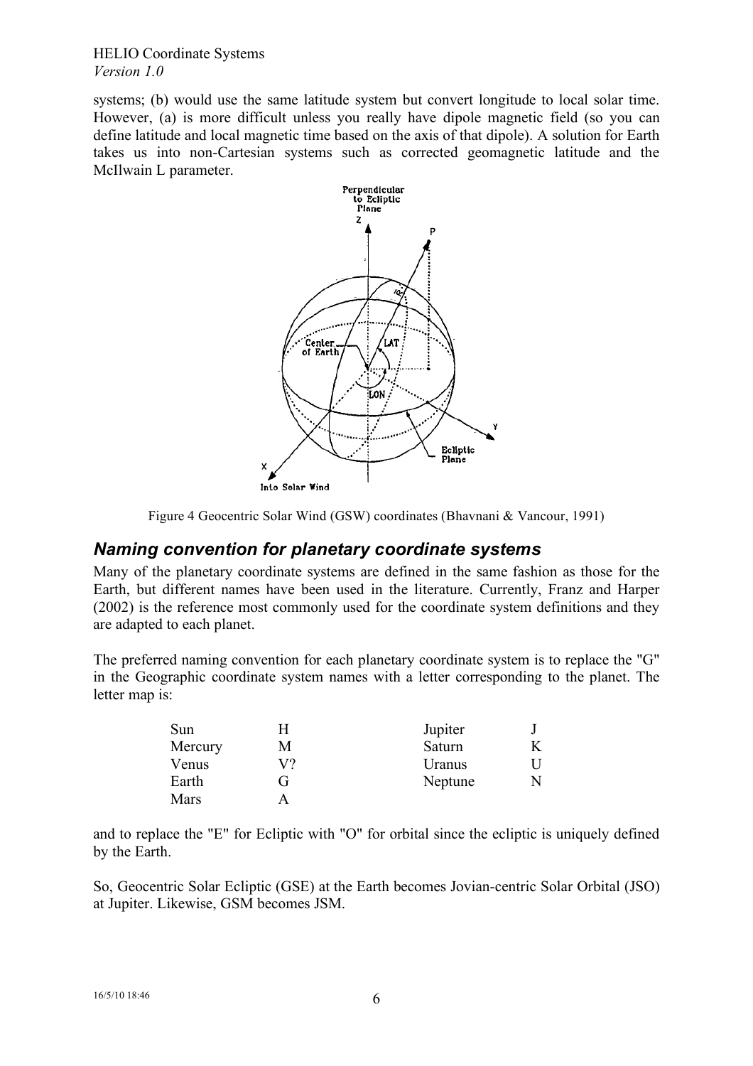systems; (b) would use the same latitude system but convert longitude to local solar time. However, (a) is more difficult unless you really have dipole magnetic field (so you can define latitude and local magnetic time based on the axis of that dipole). A solution for Earth takes us into non-Cartesian systems such as corrected geomagnetic latitude and the McIlwain L parameter.

Figure 4 Geocentric Solar Wind (GSW) coordinates (Bhavnani & Vancour, 1991)

## *Naming convention for planetary coordinate systems*

Many of the planetary coordinate systems are defined in the same fashion as those for the Earth, but different names have been used in the literature. Currently, Franz and Harper (2002) is the reference most commonly used for the coordinate system definitions and they are adapted to each planet.

The preferred naming convention for each planetary coordinate system is to replace the "G" in the Geographic coordinate system names with a letter corresponding to the planet. The letter map is:

| | | | |
|---|---|---|---|
| Sun | H | Jupiter | J |
| Mercury | M | Saturn | K |
| Venus | V? | Uranus | U |
| Earth | G | Neptune | N |
| Mars | A | | |

and to replace the "E" for Ecliptic with "O" for orbital since the ecliptic is uniquely defined by the Earth.

So, Geocentric Solar Ecliptic (GSE) at the Earth becomes Jovian-centric Solar Orbital (JSO) at Jupiter. Likewise, GSM becomes JSM.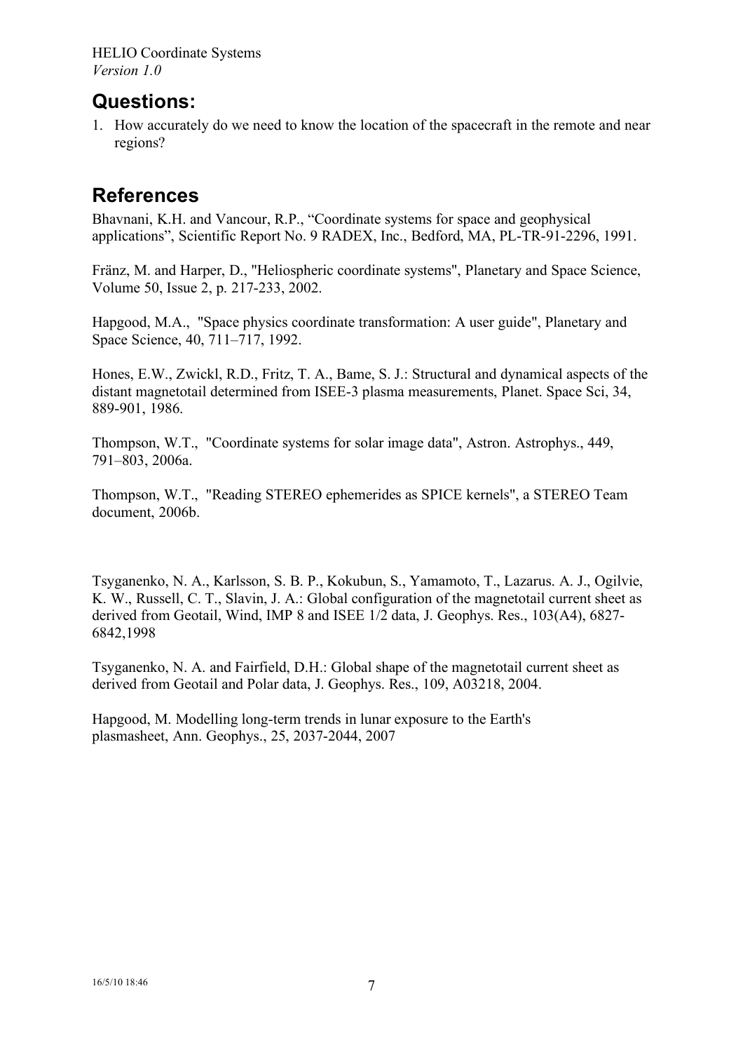## Questions:

1. How accurately do we need to know the location of the spacecraft in the remote and near regions?

## References

Bhavnani, K.H. and Vancour, R.P., "Coordinate systems for space and geophysical applications", Scientific Report No. 9 RADEX, Inc., Bedford, MA, PL-TR-91-2296, 1991.

Fränz, M. and Harper, D., "Heliospheric coordinate systems", Planetary and Space Science, Volume 50, Issue 2, p. 217-233, 2002.

Hapgood, M.A., "Space physics coordinate transformation: A user guide", Planetary and Space Science, 40, 711–717, 1992.

Hones, E.W., Zwickl, R.D., Fritz, T. A., Bame, S. J.: Structural and dynamical aspects of the distant magnetotail determined from ISEE-3 plasma measurements, Planet. Space Sci, 34, 889-901, 1986.

Thompson, W.T., "Coordinate systems for solar image data", Astron. Astrophys., 449, 791–803, 2006a.

Thompson, W.T., "Reading STEREO ephemerides as SPICE kernels", a STEREO Team document, 2006b.

Tsyganenko, N. A., Karlsson, S. B. P., Kokubun, S., Yamamoto, T., Lazarus. A. J., Ogilvie, K. W., Russell, C. T., Slavin, J. A.: Global configuration of the magnetotail current sheet as derived from Geotail, Wind, IMP 8 and ISEE 1/2 data, J. Geophys. Res., 103(A4), 6827-6842,1998

Tsyganenko, N. A. and Fairfield, D.H.: Global shape of the magnetotail current sheet as derived from Geotail and Polar data, J. Geophys. Res., 109, A03218, 2004.

Hapgood, M. Modelling long-term trends in lunar exposure to the Earth's plasmasheet, Ann. Geophys., 25, 2037-2044, 2007